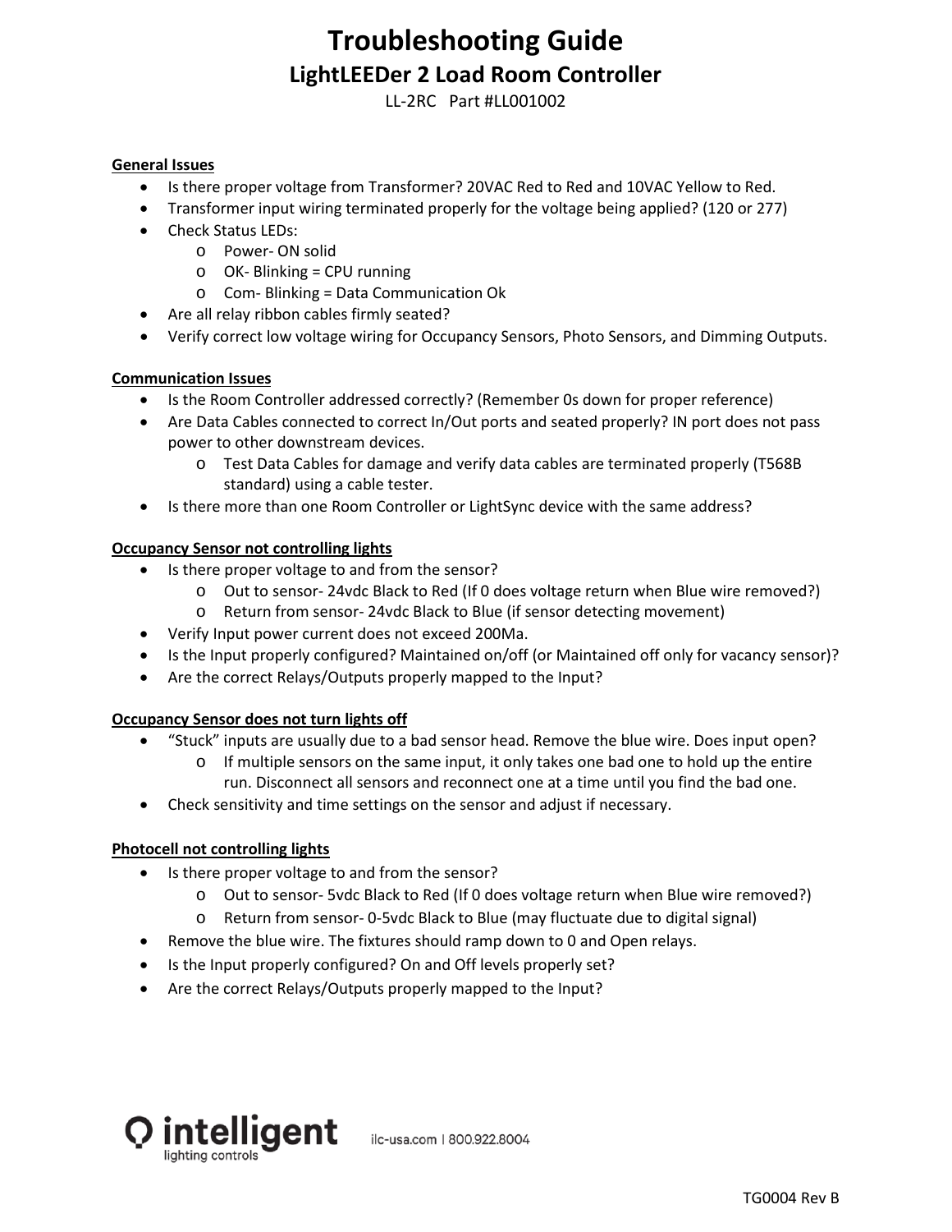# Troubleshooting Guide

## LightLEEDer 2 Load Room Controller

LL-2RC Part #LL001002

**General Issues**

- Is there proper voltage from Transformer? 20VAC Red to Red and 10VAC Yellow to Red.
- Transformer input wiring terminated properly for the voltage being applied? (120 or 277)
- Check Status LEDs:
  - Power- ON solid
  - OK- Blinking = CPU running
  - Com- Blinking = Data Communication Ok
- Are all relay ribbon cables firmly seated?
- Verify correct low voltage wiring for Occupancy Sensors, Photo Sensors, and Dimming Outputs.

**Communication Issues**

- Is the Room Controller addressed correctly? (Remember 0s down for proper reference)
- Are Data Cables connected to correct In/Out ports and seated properly? IN port does not pass power to other downstream devices.
  - Test Data Cables for damage and verify data cables are terminated properly (T568B standard) using a cable tester.
- Is there more than one Room Controller or LightSync device with the same address?

**Occupancy Sensor not controlling lights**

- Is there proper voltage to and from the sensor?
  - Out to sensor- 24vdc Black to Red (If 0 does voltage return when Blue wire removed?)
  - Return from sensor- 24vdc Black to Blue (if sensor detecting movement)
- Verify Input power current does not exceed 200Ma.
- Is the Input properly configured? Maintained on/off (or Maintained off only for vacancy sensor)?
- Are the correct Relays/Outputs properly mapped to the Input?

**Occupancy Sensor does not turn lights off**

- "Stuck" inputs are usually due to a bad sensor head. Remove the blue wire. Does input open?
  - If multiple sensors on the same input, it only takes one bad one to hold up the entire run. Disconnect all sensors and reconnect one at a time until you find the bad one.
- Check sensitivity and time settings on the sensor and adjust if necessary.

**Photocell not controlling lights**

- Is there proper voltage to and from the sensor?
  - Out to sensor- 5vdc Black to Red (If 0 does voltage return when Blue wire removed?)
  - Return from sensor- 0-5vdc Black to Blue (may fluctuate due to digital signal)
- Remove the blue wire. The fixtures should ramp down to 0 and Open relays.
- Is the Input properly configured? On and Off levels properly set?
- Are the correct Relays/Outputs properly mapped to the Input?

intelligent lighting controls

ilc-usa.com | 800.922.8004

TG0004 Rev B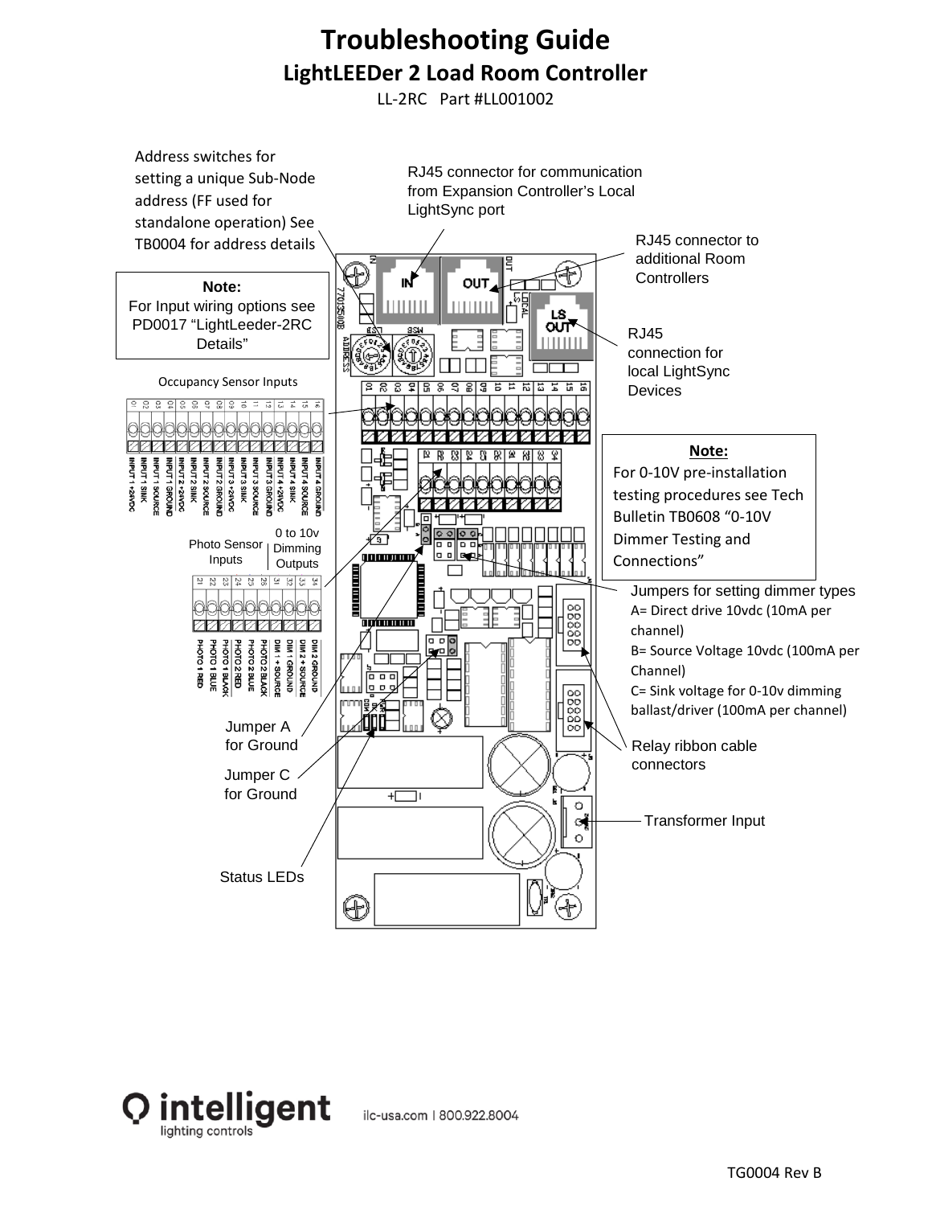# Troubleshooting Guide

## LightLEEDer 2 Load Room Controller

LL-2RC Part #LL001002

Address switches for setting a unique Sub-Node address (FF used for standalone operation) See TB0004 for address details

RJ45 connector for communication from Expansion Controller's Local LightSync port

RJ45 connector to additional Room Controllers

**Note:**
For Input wiring options see PD0017 "LightLeeder-2RC Details"

RJ45 connection for local LightSync Devices

Occupancy Sensor Inputs

INPUT 1 +24VDC
INPUT 1 SINK
INPUT 1 SOURCE
INPUT 1 GROUND
INPUT 2 +24VDC
INPUT 2 SINK
INPUT 2 SOURCE
INPUT 2 GROUND
INPUT 3 +24VDC
INPUT 3 SINK
INPUT 3 SOURCE
INPUT 3 GROUND
INPUT 4 +24VDC
INPUT 4 SINK
INPUT 4 SOURCE
INPUT 4 GROUND

**Note:**
For 0-10V pre-installation testing procedures see Tech Bulletin TB0608 "0-10V Dimmer Testing and Connections"

Photo Sensor Inputs

0 to 10v Dimming Outputs

PHOTO 1 RED
PHOTO 1 BLUE
PHOTO 1 BLACK
PHOTO 2 RED
PHOTO 2 BLUE
PHOTO 2 BLACK
DIM 1 + SOURCE
DIM 1 GROUND
DIM 2 + SOURCE
DIM 2 GROUND

Jumpers for setting dimmer types
A= Direct drive 10vdc (10mA per channel)
B= Source Voltage 10vdc (100mA per Channel)
C= Sink voltage for 0-10v dimming ballast/driver (100mA per channel)

Jumper A for Ground

Jumper C for Ground

Relay ribbon cable connectors

Transformer Input

Status LEDs

intelligent lighting controls

ilc-usa.com | 800.922.8004

TG0004 Rev B